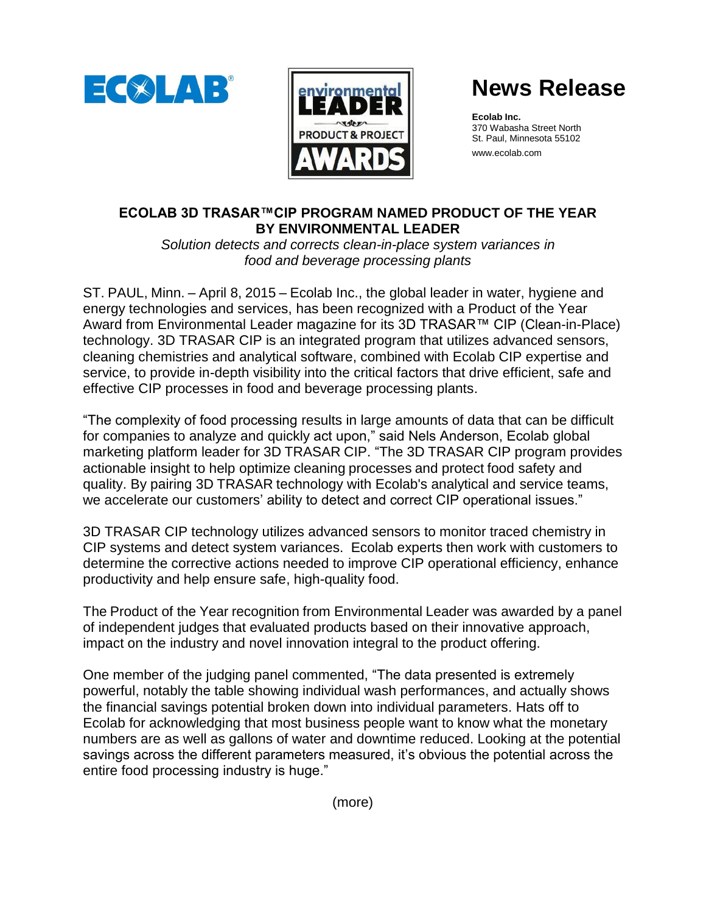# News Release

**Ecolab Inc.**
370 Wabasha Street North
St. Paul, Minnesota 55102
www.ecolab.com

## ECOLAB 3D TRASAR™CIP PROGRAM NAMED PRODUCT OF THE YEAR BY ENVIRONMENTAL LEADER

*Solution detects and corrects clean-in-place system variances in food and beverage processing plants*

ST. PAUL, Minn. – April 8, 2015 – Ecolab Inc., the global leader in water, hygiene and energy technologies and services, has been recognized with a Product of the Year Award from Environmental Leader magazine for its 3D TRASAR™ CIP (Clean-in-Place) technology. 3D TRASAR CIP is an integrated program that utilizes advanced sensors, cleaning chemistries and analytical software, combined with Ecolab CIP expertise and service, to provide in-depth visibility into the critical factors that drive efficient, safe and effective CIP processes in food and beverage processing plants.

"The complexity of food processing results in large amounts of data that can be difficult for companies to analyze and quickly act upon," said Nels Anderson, Ecolab global marketing platform leader for 3D TRASAR CIP. "The 3D TRASAR CIP program provides actionable insight to help optimize cleaning processes and protect food safety and quality. By pairing 3D TRASAR technology with Ecolab's analytical and service teams, we accelerate our customers' ability to detect and correct CIP operational issues."

3D TRASAR CIP technology utilizes advanced sensors to monitor traced chemistry in CIP systems and detect system variances. Ecolab experts then work with customers to determine the corrective actions needed to improve CIP operational efficiency, enhance productivity and help ensure safe, high-quality food.

The Product of the Year recognition from Environmental Leader was awarded by a panel of independent judges that evaluated products based on their innovative approach, impact on the industry and novel innovation integral to the product offering.

One member of the judging panel commented, "The data presented is extremely powerful, notably the table showing individual wash performances, and actually shows the financial savings potential broken down into individual parameters. Hats off to Ecolab for acknowledging that most business people want to know what the monetary numbers are as well as gallons of water and downtime reduced. Looking at the potential savings across the different parameters measured, it's obvious the potential across the entire food processing industry is huge."

(more)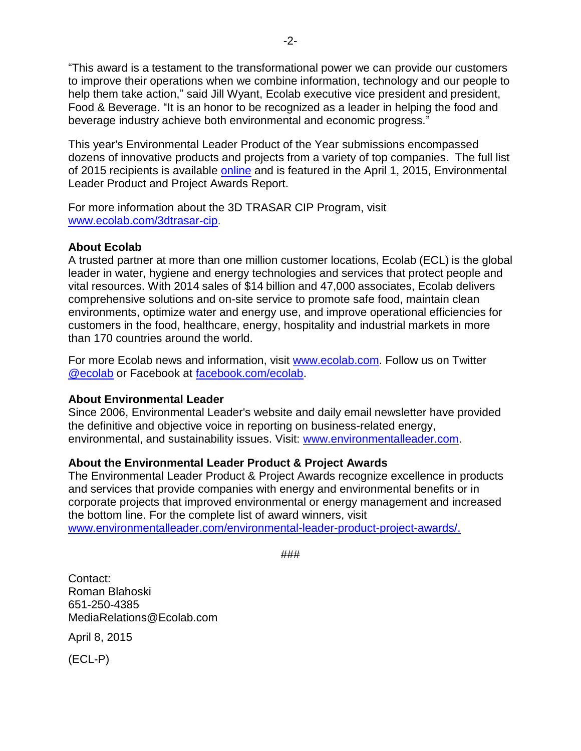"This award is a testament to the transformational power we can provide our customers to improve their operations when we combine information, technology and our people to help them take action," said Jill Wyant, Ecolab executive vice president and president, Food & Beverage. "It is an honor to be recognized as a leader in helping the food and beverage industry achieve both environmental and economic progress."

This year's Environmental Leader Product of the Year submissions encompassed dozens of innovative products and projects from a variety of top companies. The full list of 2015 recipients is available online and is featured in the April 1, 2015, Environmental Leader Product and Project Awards Report.

For more information about the 3D TRASAR CIP Program, visit www.ecolab.com/3dtrasar-cip.

**About Ecolab**

A trusted partner at more than one million customer locations, Ecolab (ECL) is the global leader in water, hygiene and energy technologies and services that protect people and vital resources. With 2014 sales of $14 billion and 47,000 associates, Ecolab delivers comprehensive solutions and on-site service to promote safe food, maintain clean environments, optimize water and energy use, and improve operational efficiencies for customers in the food, healthcare, energy, hospitality and industrial markets in more than 170 countries around the world.

For more Ecolab news and information, visit www.ecolab.com. Follow us on Twitter @ecolab or Facebook at facebook.com/ecolab.

**About Environmental Leader**

Since 2006, Environmental Leader's website and daily email newsletter have provided the definitive and objective voice in reporting on business-related energy, environmental, and sustainability issues. Visit: www.environmentalleader.com.

**About the Environmental Leader Product & Project Awards**

The Environmental Leader Product & Project Awards recognize excellence in products and services that provide companies with energy and environmental benefits or in corporate projects that improved environmental or energy management and increased the bottom line. For the complete list of award winners, visit www.environmentalleader.com/environmental-leader-product-project-awards/.

###

Contact:
Roman Blahoski
651-250-4385
MediaRelations@Ecolab.com

April 8, 2015

(ECL-P)